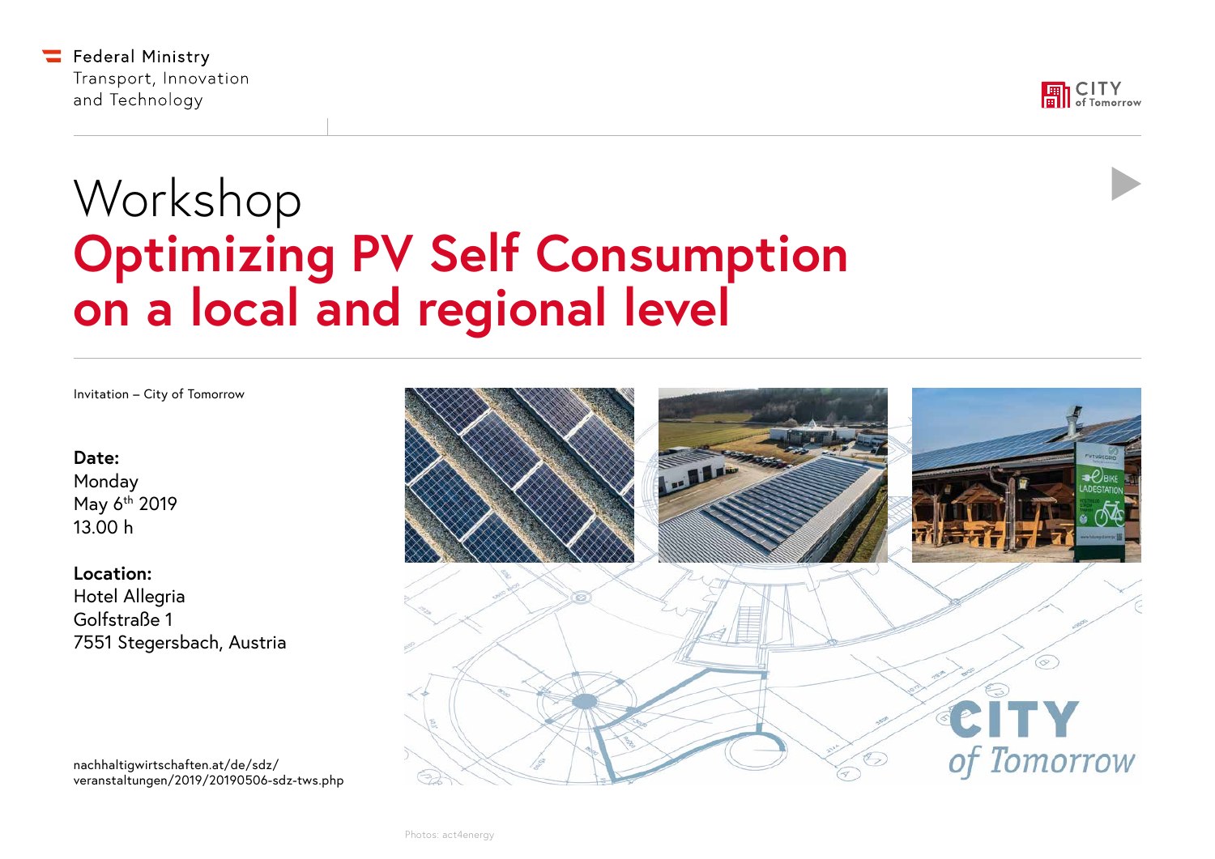Federal Ministry
Transport, Innovation
and Technology

CITY of Tomorrow

# Workshop
# Optimizing PV Self Consumption on a local and regional level

Invitation – City of Tomorrow

**Date:**
Monday
May 6th 2019
13.00 h

**Location:**
Hotel Allegria
Golfstraße 1
7551 Stegersbach, Austria

nachhaltigwirtschaften.at/de/sdz/veranstaltungen/2019/20190506-sdz-tws.php

Photos: act4energy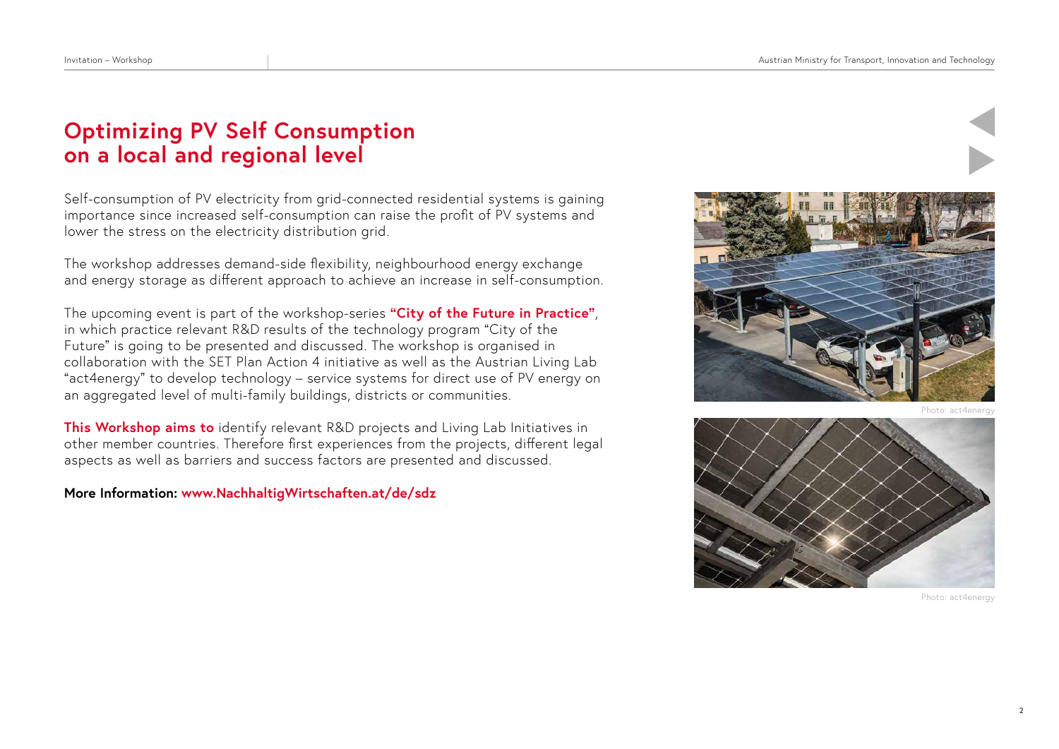# Optimizing PV Self Consumption on a local and regional level

Self-consumption of PV electricity from grid-connected residential systems is gaining importance since increased self-consumption can raise the profit of PV systems and lower the stress on the electricity distribution grid.

The workshop addresses demand-side flexibility, neighbourhood energy exchange and energy storage as different approach to achieve an increase in self-consumption.

The upcoming event is part of the workshop-series **"City of the Future in Practice"**, in which practice relevant R&D results of the technology program "City of the Future" is going to be presented and discussed. The workshop is organised in collaboration with the SET Plan Action 4 initiative as well as the Austrian Living Lab "act4energy" to develop technology – service systems for direct use of PV energy on an aggregated level of multi-family buildings, districts or communities.

**This Workshop aims to** identify relevant R&D projects and Living Lab Initiatives in other member countries. Therefore first experiences from the projects, different legal aspects as well as barriers and success factors are presented and discussed.

**More Information:** **www.NachhaltigWirtschaften.at/de/sdz**

Photo: act4energy

Photo: act4energy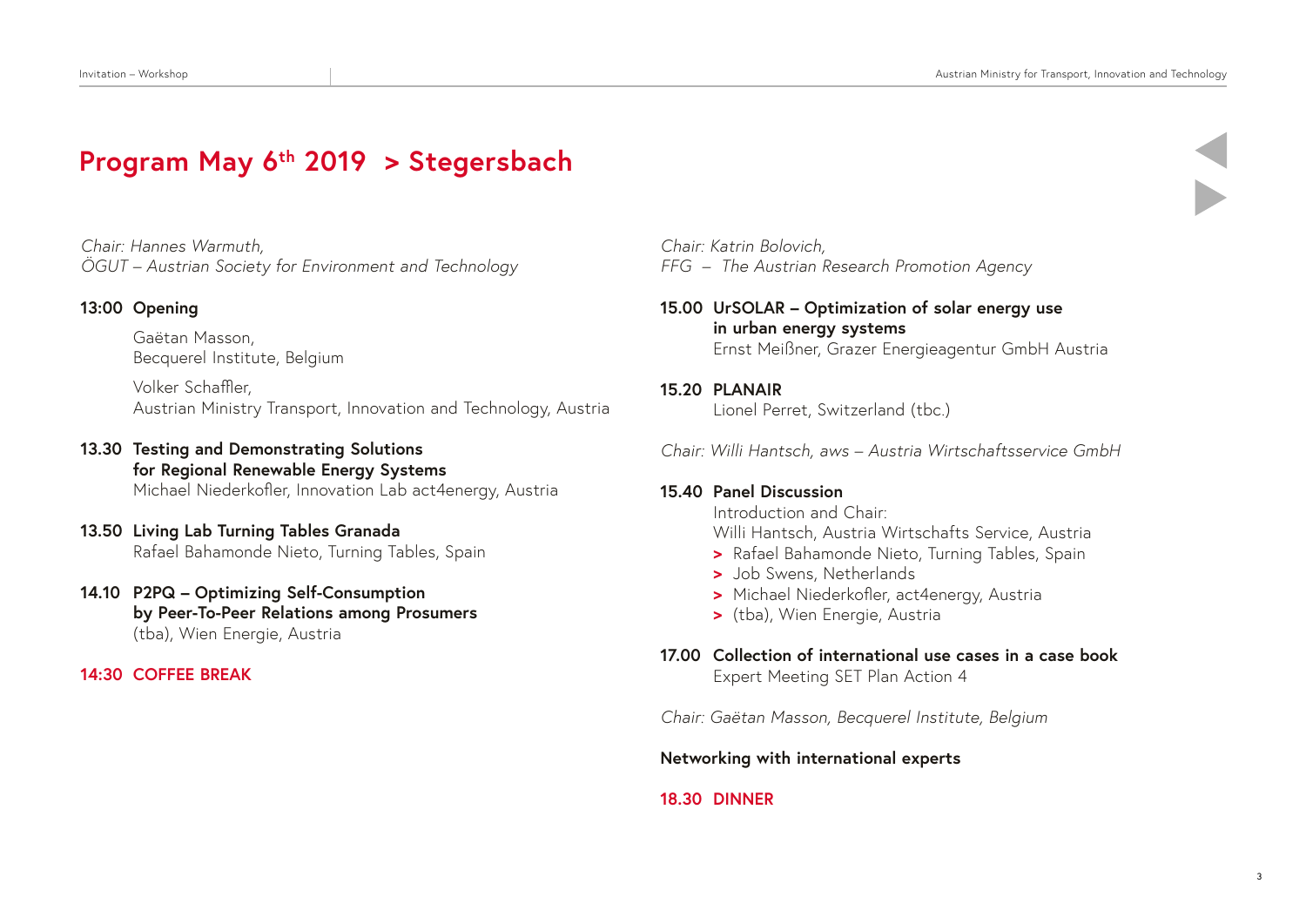# Program May 6th 2019 > Stegersbach

*Chair: Hannes Warmuth,*
*ÖGUT – Austrian Society for Environment and Technology*

**13:00 Opening**

Gaëtan Masson,
Becquerel Institute, Belgium

Volker Schaffler,
Austrian Ministry Transport, Innovation and Technology, Austria

**13.30 Testing and Demonstrating Solutions for Regional Renewable Energy Systems**
Michael Niederkofler, Innovation Lab act4energy, Austria

**13.50 Living Lab Turning Tables Granada**
Rafael Bahamonde Nieto, Turning Tables, Spain

**14.10 P2PQ – Optimizing Self-Consumption by Peer-To-Peer Relations among Prosumers**
(tba), Wien Energie, Austria

**14:30 COFFEE BREAK**

*Chair: Katrin Bolovich,*
*FFG – The Austrian Research Promotion Agency*

**15.00 UrSOLAR – Optimization of solar energy use in urban energy systems**
Ernst Meißner, Grazer Energieagentur GmbH Austria

**15.20 PLANAIR**
Lionel Perret, Switzerland (tbc.)

*Chair: Willi Hantsch, aws – Austria Wirtschaftsservice GmbH*

**15.40 Panel Discussion**
Introduction and Chair:
Willi Hantsch, Austria Wirtschafts Service, Austria

- Rafael Bahamonde Nieto, Turning Tables, Spain
- Job Swens, Netherlands
- Michael Niederkofler, act4energy, Austria
- (tba), Wien Energie, Austria

**17.00 Collection of international use cases in a case book**
Expert Meeting SET Plan Action 4

*Chair: Gaëtan Masson, Becquerel Institute, Belgium*

**Networking with international experts**

**18.30 DINNER**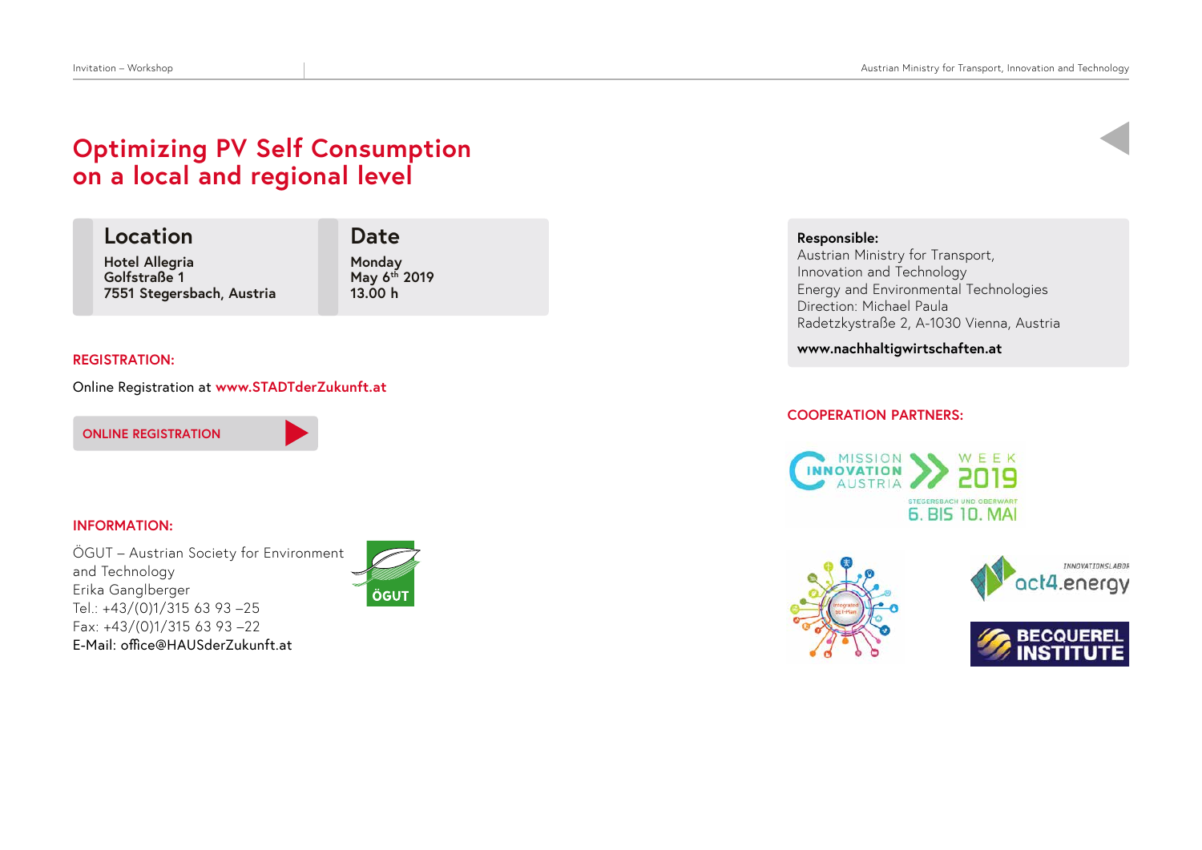# Optimizing PV Self Consumption on a local and regional level

## Location

**Hotel Allegria**
**Golfstraße 1**
**7551 Stegersbach, Austria**

## Date

**Monday**
**May 6th 2019**
**13.00 h**

**REGISTRATION:**

Online Registration at **www.STADTderZukunft.at**

**ONLINE REGISTRATION**

**INFORMATION:**

ÖGUT – Austrian Society for Environment and Technology
Erika Ganglberger
Tel.: +43/(0)1/315 63 93 –25
Fax: +43/(0)1/315 63 93 –22
E-Mail: office@HAUSderZukunft.at

ÖGUT

**Responsible:**
Austrian Ministry for Transport, Innovation and Technology
Energy and Environmental Technologies
Direction: Michael Paula
Radetzkystraße 2, A-1030 Vienna, Austria

**www.nachhaltigwirtschaften.at**

**COOPERATION PARTNERS:**

MISSION INNOVATION AUSTRIA WEEK 2019
STEGERSBACH UND OBERWART
6. BIS 10. MAI

Integrated act-Plan

INNOVATIONSLABOR act4.energy

BECQUEREL INSTITUTE